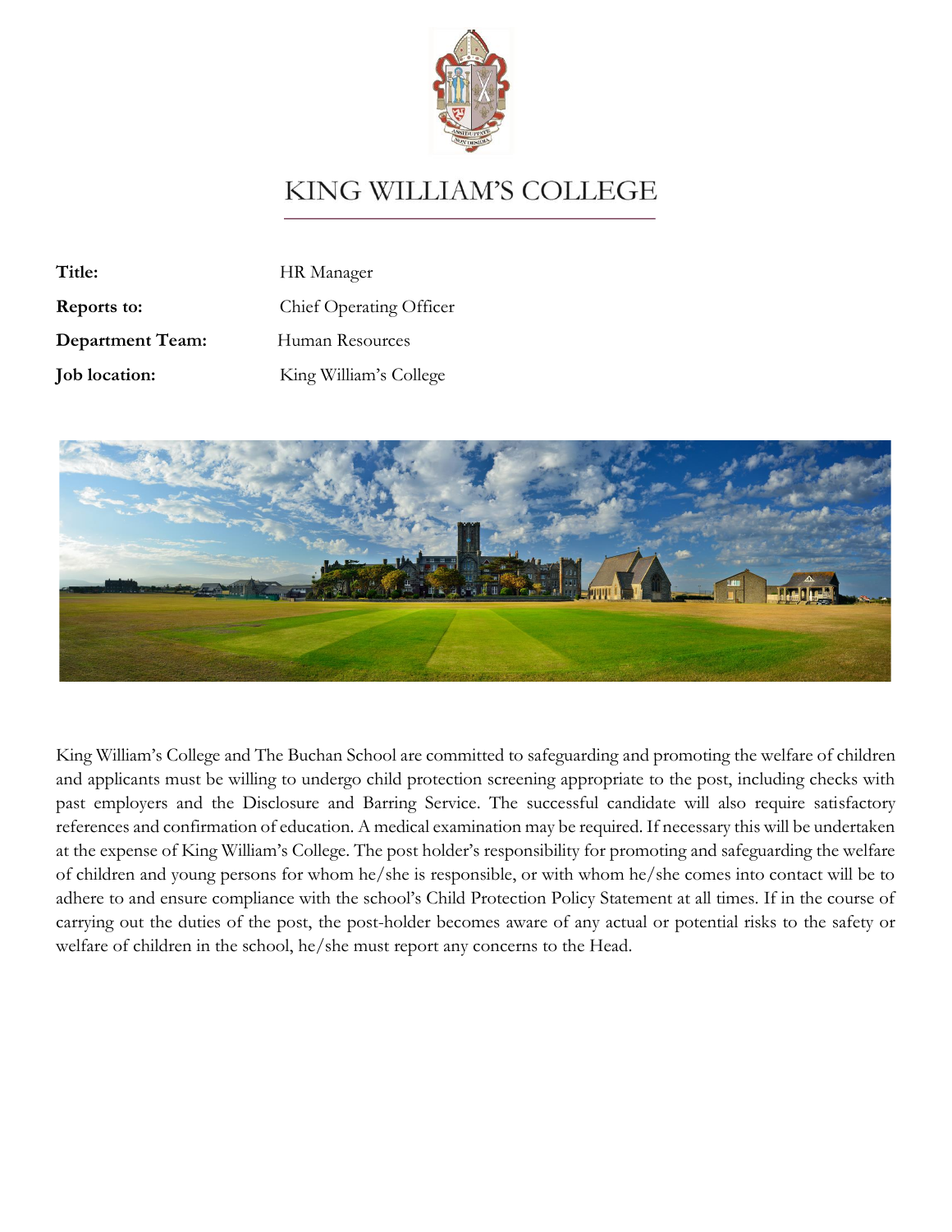# KING WILLIAM'S COLLEGE

| | |
|---|---|
| **Title:** | HR Manager |
| **Reports to:** | Chief Operating Officer |
| **Department Team:** | Human Resources |
| **Job location:** | King William's College |

King William's College and The Buchan School are committed to safeguarding and promoting the welfare of children and applicants must be willing to undergo child protection screening appropriate to the post, including checks with past employers and the Disclosure and Barring Service. The successful candidate will also require satisfactory references and confirmation of education. A medical examination may be required. If necessary this will be undertaken at the expense of King William's College. The post holder's responsibility for promoting and safeguarding the welfare of children and young persons for whom he/she is responsible, or with whom he/she comes into contact will be to adhere to and ensure compliance with the school's Child Protection Policy Statement at all times. If in the course of carrying out the duties of the post, the post-holder becomes aware of any actual or potential risks to the safety or welfare of children in the school, he/she must report any concerns to the Head.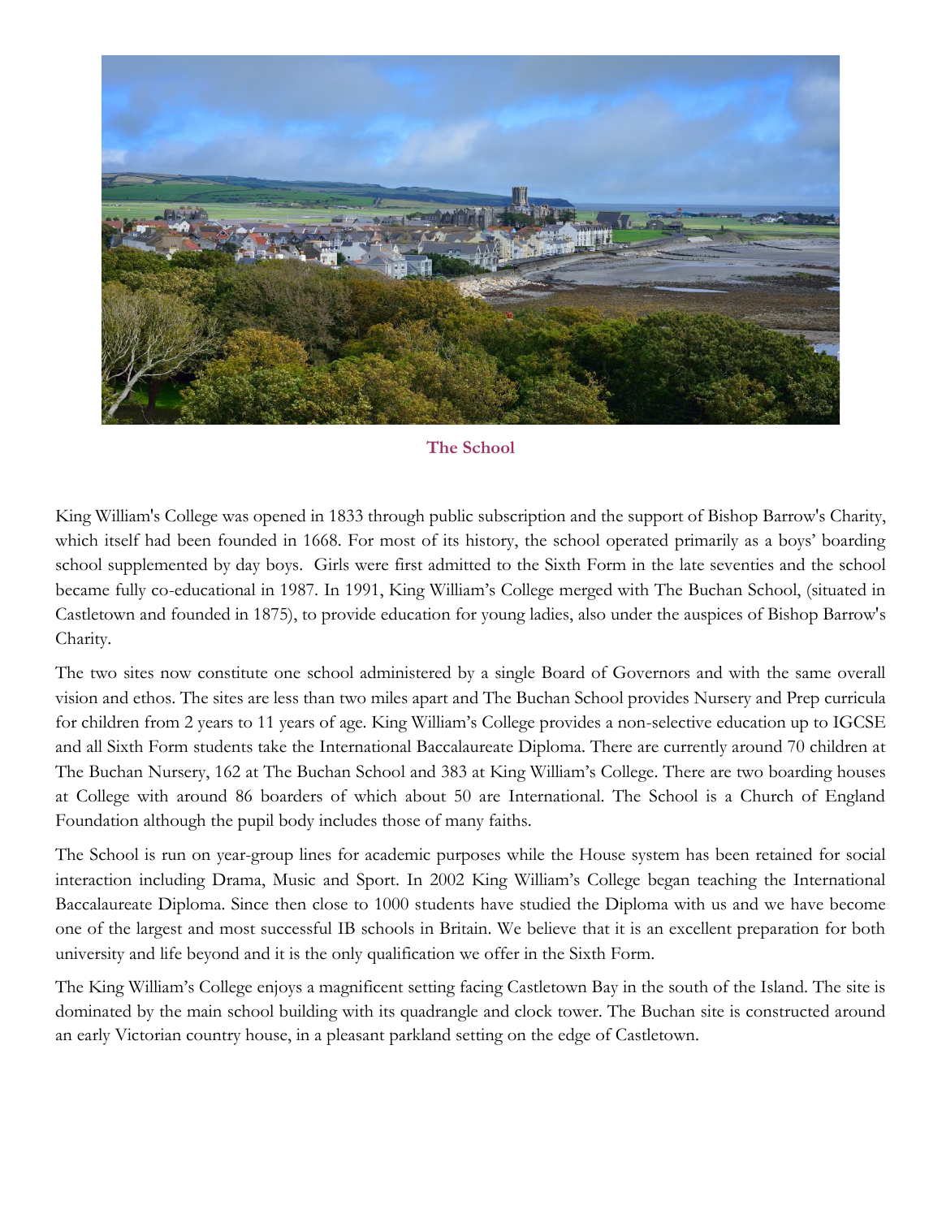**The School**

King William's College was opened in 1833 through public subscription and the support of Bishop Barrow's Charity, which itself had been founded in 1668. For most of its history, the school operated primarily as a boys' boarding school supplemented by day boys. Girls were first admitted to the Sixth Form in the late seventies and the school became fully co-educational in 1987. In 1991, King William's College merged with The Buchan School, (situated in Castletown and founded in 1875), to provide education for young ladies, also under the auspices of Bishop Barrow's Charity.

The two sites now constitute one school administered by a single Board of Governors and with the same overall vision and ethos. The sites are less than two miles apart and The Buchan School provides Nursery and Prep curricula for children from 2 years to 11 years of age. King William's College provides a non-selective education up to IGCSE and all Sixth Form students take the International Baccalaureate Diploma. There are currently around 70 children at The Buchan Nursery, 162 at The Buchan School and 383 at King William's College. There are two boarding houses at College with around 86 boarders of which about 50 are International. The School is a Church of England Foundation although the pupil body includes those of many faiths.

The School is run on year-group lines for academic purposes while the House system has been retained for social interaction including Drama, Music and Sport. In 2002 King William's College began teaching the International Baccalaureate Diploma. Since then close to 1000 students have studied the Diploma with us and we have become one of the largest and most successful IB schools in Britain. We believe that it is an excellent preparation for both university and life beyond and it is the only qualification we offer in the Sixth Form.

The King William's College enjoys a magnificent setting facing Castletown Bay in the south of the Island. The site is dominated by the main school building with its quadrangle and clock tower. The Buchan site is constructed around an early Victorian country house, in a pleasant parkland setting on the edge of Castletown.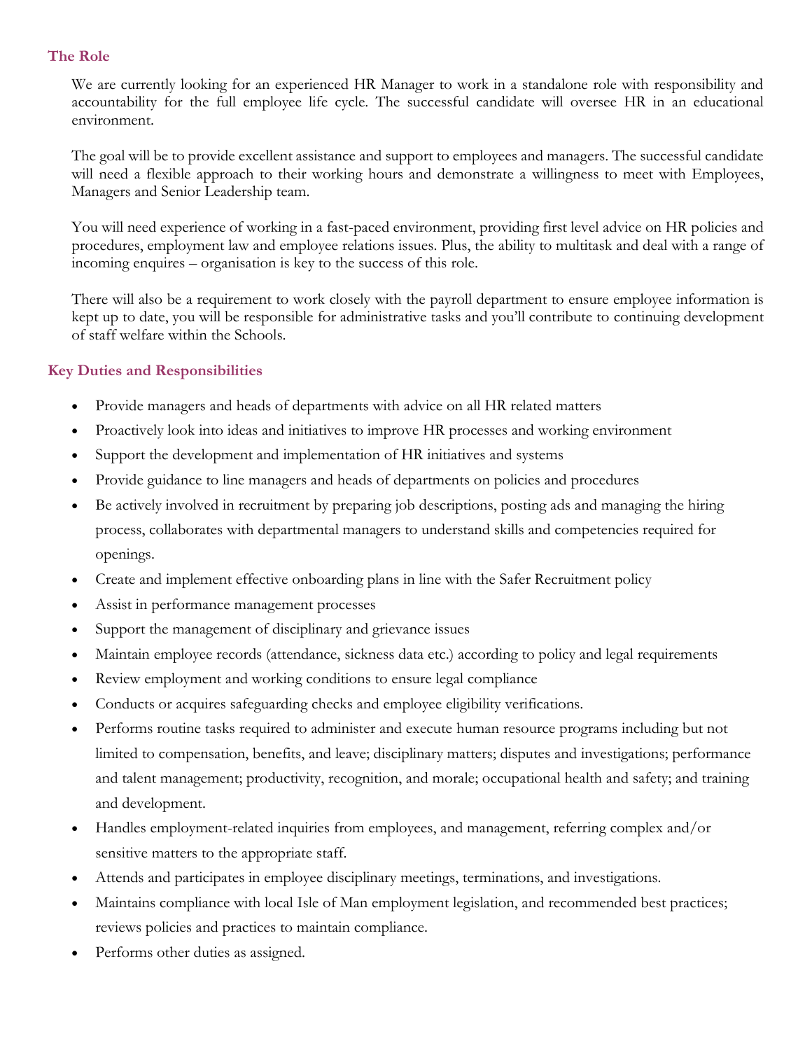## The Role

We are currently looking for an experienced HR Manager to work in a standalone role with responsibility and accountability for the full employee life cycle. The successful candidate will oversee HR in an educational environment.

The goal will be to provide excellent assistance and support to employees and managers. The successful candidate will need a flexible approach to their working hours and demonstrate a willingness to meet with Employees, Managers and Senior Leadership team.

You will need experience of working in a fast-paced environment, providing first level advice on HR policies and procedures, employment law and employee relations issues. Plus, the ability to multitask and deal with a range of incoming enquires – organisation is key to the success of this role.

There will also be a requirement to work closely with the payroll department to ensure employee information is kept up to date, you will be responsible for administrative tasks and you'll contribute to continuing development of staff welfare within the Schools.

## Key Duties and Responsibilities

- Provide managers and heads of departments with advice on all HR related matters
- Proactively look into ideas and initiatives to improve HR processes and working environment
- Support the development and implementation of HR initiatives and systems
- Provide guidance to line managers and heads of departments on policies and procedures
- Be actively involved in recruitment by preparing job descriptions, posting ads and managing the hiring process, collaborates with departmental managers to understand skills and competencies required for openings.
- Create and implement effective onboarding plans in line with the Safer Recruitment policy
- Assist in performance management processes
- Support the management of disciplinary and grievance issues
- Maintain employee records (attendance, sickness data etc.) according to policy and legal requirements
- Review employment and working conditions to ensure legal compliance
- Conducts or acquires safeguarding checks and employee eligibility verifications.
- Performs routine tasks required to administer and execute human resource programs including but not limited to compensation, benefits, and leave; disciplinary matters; disputes and investigations; performance and talent management; productivity, recognition, and morale; occupational health and safety; and training and development.
- Handles employment-related inquiries from employees, and management, referring complex and/or sensitive matters to the appropriate staff.
- Attends and participates in employee disciplinary meetings, terminations, and investigations.
- Maintains compliance with local Isle of Man employment legislation, and recommended best practices; reviews policies and practices to maintain compliance.
- Performs other duties as assigned.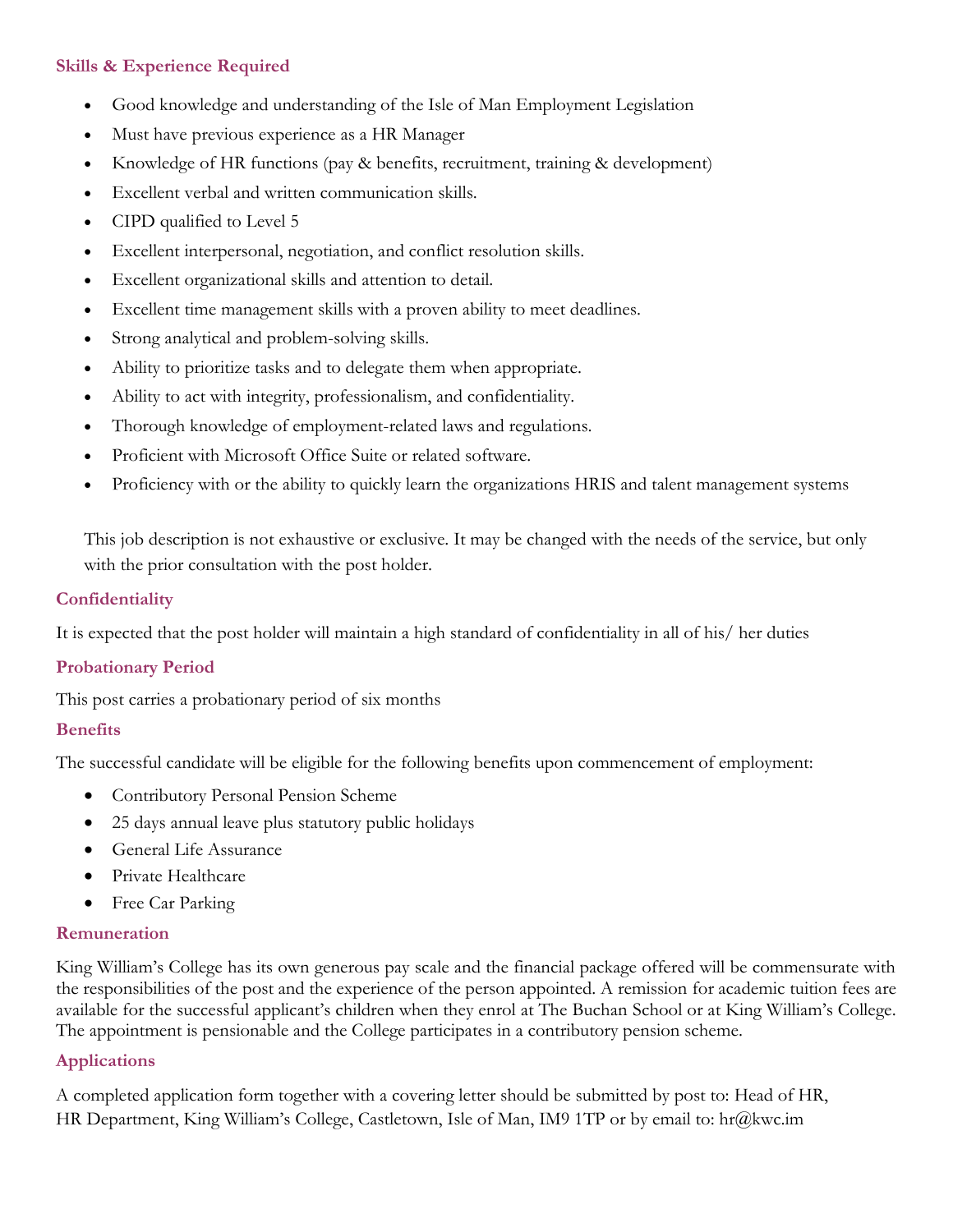### Skills & Experience Required

- Good knowledge and understanding of the Isle of Man Employment Legislation
- Must have previous experience as a HR Manager
- Knowledge of HR functions (pay & benefits, recruitment, training & development)
- Excellent verbal and written communication skills.
- CIPD qualified to Level 5
- Excellent interpersonal, negotiation, and conflict resolution skills.
- Excellent organizational skills and attention to detail.
- Excellent time management skills with a proven ability to meet deadlines.
- Strong analytical and problem-solving skills.
- Ability to prioritize tasks and to delegate them when appropriate.
- Ability to act with integrity, professionalism, and confidentiality.
- Thorough knowledge of employment-related laws and regulations.
- Proficient with Microsoft Office Suite or related software.
- Proficiency with or the ability to quickly learn the organizations HRIS and talent management systems

This job description is not exhaustive or exclusive. It may be changed with the needs of the service, but only with the prior consultation with the post holder.

### Confidentiality

It is expected that the post holder will maintain a high standard of confidentiality in all of his/ her duties

### Probationary Period

This post carries a probationary period of six months

### Benefits

The successful candidate will be eligible for the following benefits upon commencement of employment:

- Contributory Personal Pension Scheme
- 25 days annual leave plus statutory public holidays
- General Life Assurance
- Private Healthcare
- Free Car Parking

### Remuneration

King William's College has its own generous pay scale and the financial package offered will be commensurate with the responsibilities of the post and the experience of the person appointed. A remission for academic tuition fees are available for the successful applicant's children when they enrol at The Buchan School or at King William's College. The appointment is pensionable and the College participates in a contributory pension scheme.

### Applications

A completed application form together with a covering letter should be submitted by post to: Head of HR, HR Department, King William's College, Castletown, Isle of Man, IM9 1TP or by email to: hr@kwc.im